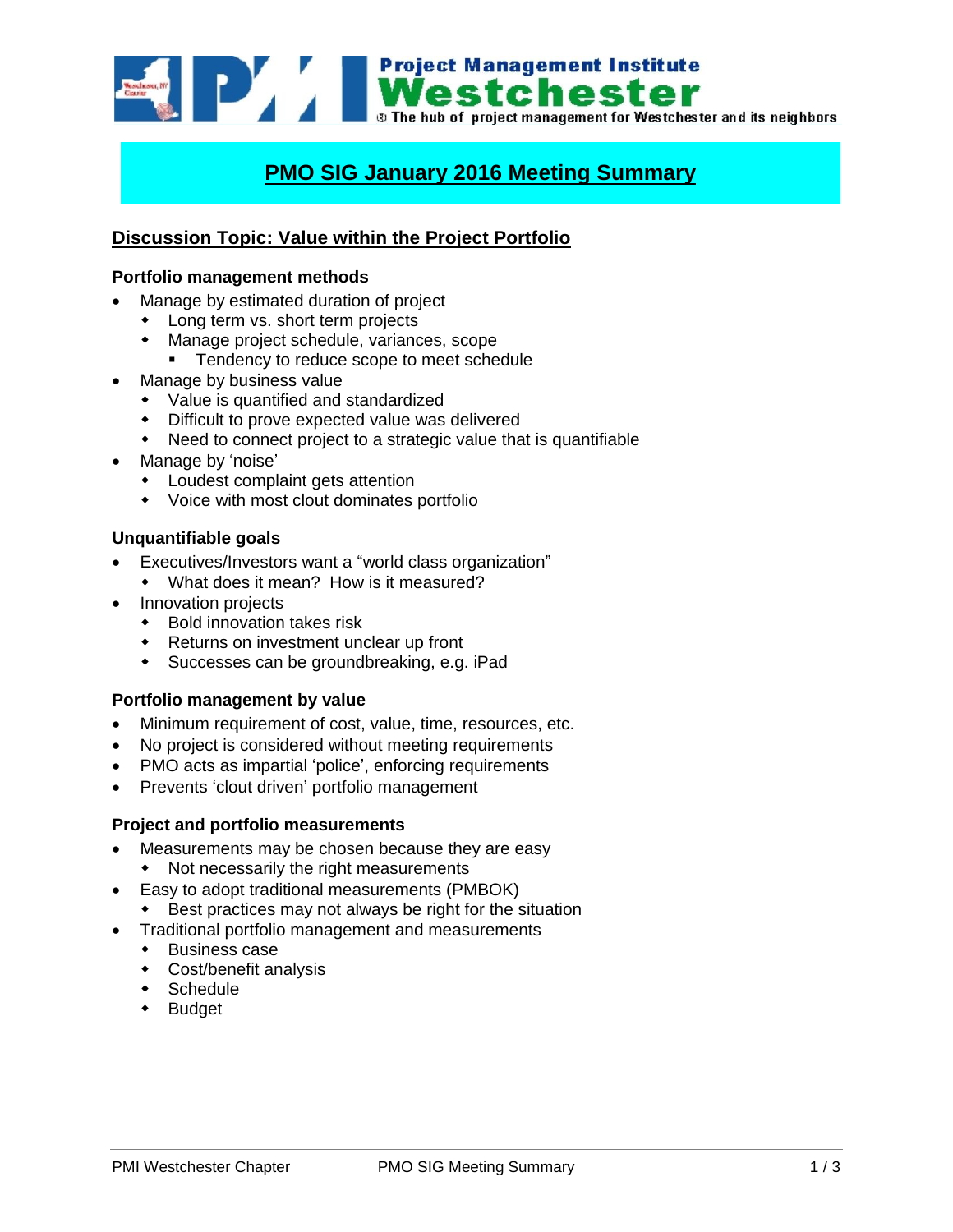Project Management Institute
Westchester
The hub of project management for Westchester and its neighbors

# PMO SIG January 2016 Meeting Summary

## Discussion Topic: Value within the Project Portfolio

### Portfolio management methods

- Manage by estimated duration of project
  - Long term vs. short term projects
  - Manage project schedule, variances, scope
    - Tendency to reduce scope to meet schedule
- Manage by business value
  - Value is quantified and standardized
  - Difficult to prove expected value was delivered
  - Need to connect project to a strategic value that is quantifiable
- Manage by 'noise'
  - Loudest complaint gets attention
  - Voice with most clout dominates portfolio

### Unquantifiable goals

- Executives/Investors want a "world class organization"
  - What does it mean? How is it measured?
- Innovation projects
  - Bold innovation takes risk
  - Returns on investment unclear up front
  - Successes can be groundbreaking, e.g. iPad

### Portfolio management by value

- Minimum requirement of cost, value, time, resources, etc.
- No project is considered without meeting requirements
- PMO acts as impartial 'police', enforcing requirements
- Prevents 'clout driven' portfolio management

### Project and portfolio measurements

- Measurements may be chosen because they are easy
  - Not necessarily the right measurements
- Easy to adopt traditional measurements (PMBOK)
  - Best practices may not always be right for the situation
- Traditional portfolio management and measurements
  - Business case
  - Cost/benefit analysis
  - Schedule
  - Budget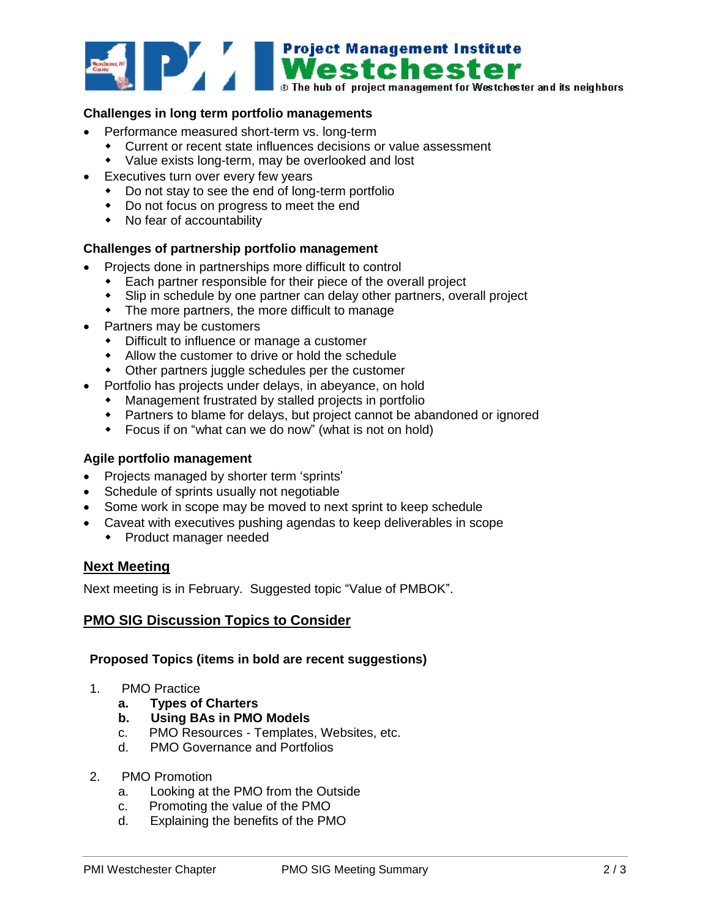**Challenges in long term portfolio managements**

- Performance measured short-term vs. long-term
  - Current or recent state influences decisions or value assessment
  - Value exists long-term, may be overlooked and lost
- Executives turn over every few years
  - Do not stay to see the end of long-term portfolio
  - Do not focus on progress to meet the end
  - No fear of accountability

**Challenges of partnership portfolio management**

- Projects done in partnerships more difficult to control
  - Each partner responsible for their piece of the overall project
  - Slip in schedule by one partner can delay other partners, overall project
  - The more partners, the more difficult to manage
- Partners may be customers
  - Difficult to influence or manage a customer
  - Allow the customer to drive or hold the schedule
  - Other partners juggle schedules per the customer
- Portfolio has projects under delays, in abeyance, on hold
  - Management frustrated by stalled projects in portfolio
  - Partners to blame for delays, but project cannot be abandoned or ignored
  - Focus if on "what can we do now" (what is not on hold)

**Agile portfolio management**

- Projects managed by shorter term 'sprints'
- Schedule of sprints usually not negotiable
- Some work in scope may be moved to next sprint to keep schedule
- Caveat with executives pushing agendas to keep deliverables in scope
  - Product manager needed

## Next Meeting

Next meeting is in February. Suggested topic "Value of PMBOK".

## PMO SIG Discussion Topics to Consider

**Proposed Topics (items in bold are recent suggestions)**

1. PMO Practice
   a. **Types of Charters**
   b. **Using BAs in PMO Models**
   c. PMO Resources - Templates, Websites, etc.
   d. PMO Governance and Portfolios

2. PMO Promotion
   a. Looking at the PMO from the Outside
   c. Promoting the value of the PMO
   d. Explaining the benefits of the PMO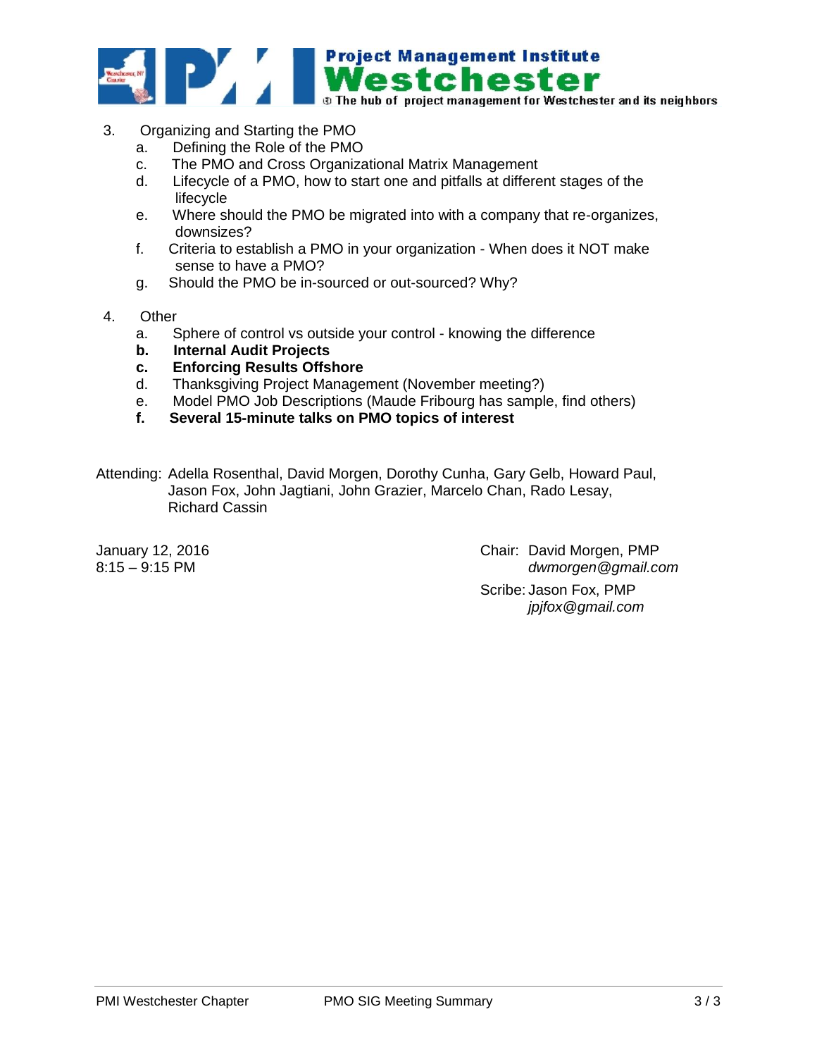3. Organizing and Starting the PMO
   a. Defining the Role of the PMO
   c. The PMO and Cross Organizational Matrix Management
   d. Lifecycle of a PMO, how to start one and pitfalls at different stages of the lifecycle
   e. Where should the PMO be migrated into with a company that re-organizes, downsizes?
   f. Criteria to establish a PMO in your organization - When does it NOT make sense to have a PMO?
   g. Should the PMO be in-sourced or out-sourced? Why?

4. Other
   a. Sphere of control vs outside your control - knowing the difference
   **b. Internal Audit Projects**
   **c. Enforcing Results Offshore**
   d. Thanksgiving Project Management (November meeting?)
   e. Model PMO Job Descriptions (Maude Fribourg has sample, find others)
   **f. Several 15-minute talks on PMO topics of interest**

Attending: Adella Rosenthal, David Morgen, Dorothy Cunha, Gary Gelb, Howard Paul, Jason Fox, John Jagtiani, John Grazier, Marcelo Chan, Rado Lesay, Richard Cassin

January 12, 2016
8:15 – 9:15 PM

Chair: David Morgen, PMP
*dwmorgen@gmail.com*

Scribe: Jason Fox, PMP
*jpjfox@gmail.com*